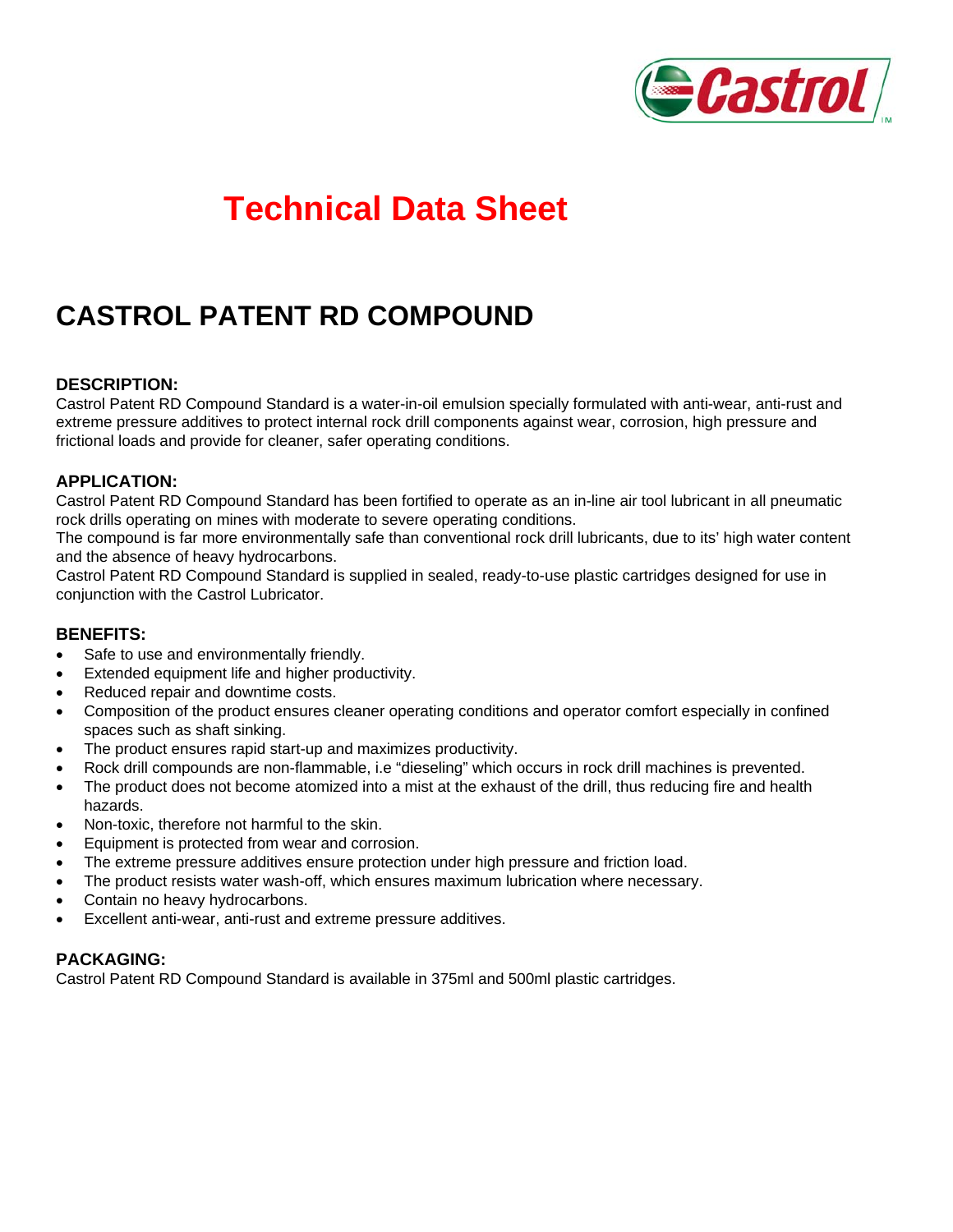# Technical Data Sheet

## CASTROL PATENT RD COMPOUND

### DESCRIPTION:

Castrol Patent RD Compound Standard is a water-in-oil emulsion specially formulated with anti-wear, anti-rust and extreme pressure additives to protect internal rock drill components against wear, corrosion, high pressure and frictional loads and provide for cleaner, safer operating conditions.

### APPLICATION:

Castrol Patent RD Compound Standard has been fortified to operate as an in-line air tool lubricant in all pneumatic rock drills operating on mines with moderate to severe operating conditions.
The compound is far more environmentally safe than conventional rock drill lubricants, due to its' high water content and the absence of heavy hydrocarbons.
Castrol Patent RD Compound Standard is supplied in sealed, ready-to-use plastic cartridges designed for use in conjunction with the Castrol Lubricator.

### BENEFITS:

- Safe to use and environmentally friendly.
- Extended equipment life and higher productivity.
- Reduced repair and downtime costs.
- Composition of the product ensures cleaner operating conditions and operator comfort especially in confined spaces such as shaft sinking.
- The product ensures rapid start-up and maximizes productivity.
- Rock drill compounds are non-flammable, i.e "dieseling" which occurs in rock drill machines is prevented.
- The product does not become atomized into a mist at the exhaust of the drill, thus reducing fire and health hazards.
- Non-toxic, therefore not harmful to the skin.
- Equipment is protected from wear and corrosion.
- The extreme pressure additives ensure protection under high pressure and friction load.
- The product resists water wash-off, which ensures maximum lubrication where necessary.
- Contain no heavy hydrocarbons.
- Excellent anti-wear, anti-rust and extreme pressure additives.

### PACKAGING:

Castrol Patent RD Compound Standard is available in 375ml and 500ml plastic cartridges.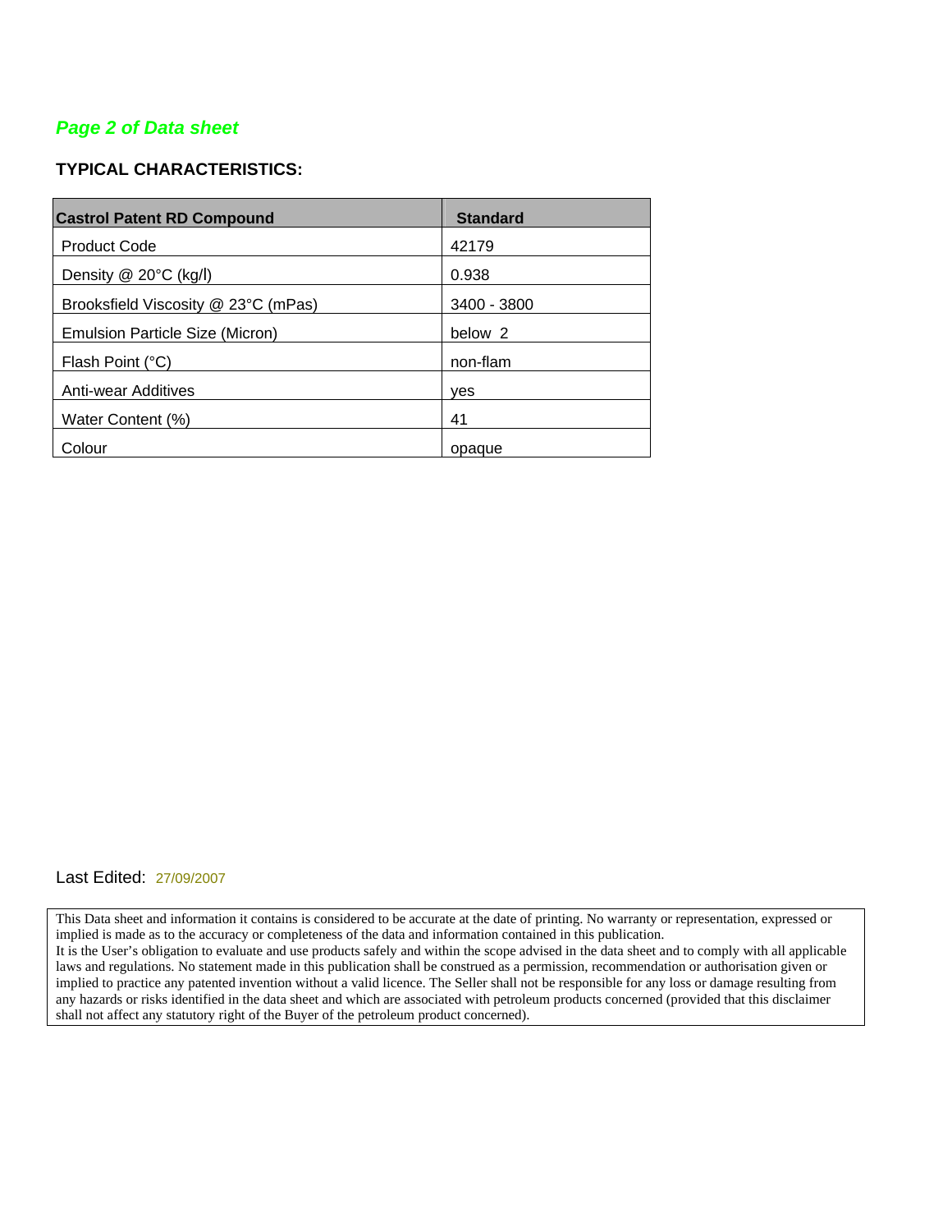*Page 2 of Data sheet*

**TYPICAL CHARACTERISTICS:**

| Castrol Patent RD Compound | Standard |
|---|---|
| Product Code | 42179 |
| Density @ 20°C (kg/l) | 0.938 |
| Brooksfield Viscosity @ 23°C (mPas) | 3400 - 3800 |
| Emulsion Particle Size (Micron) | below 2 |
| Flash Point (°C) | non-flam |
| Anti-wear Additives | yes |
| Water Content (%) | 41 |
| Colour | opaque |

Last Edited: 27/09/2007

This Data sheet and information it contains is considered to be accurate at the date of printing. No warranty or representation, expressed or implied is made as to the accuracy or completeness of the data and information contained in this publication.
It is the User's obligation to evaluate and use products safely and within the scope advised in the data sheet and to comply with all applicable laws and regulations. No statement made in this publication shall be construed as a permission, recommendation or authorisation given or implied to practice any patented invention without a valid licence. The Seller shall not be responsible for any loss or damage resulting from any hazards or risks identified in the data sheet and which are associated with petroleum products concerned (provided that this disclaimer shall not affect any statutory right of the Buyer of the petroleum product concerned).